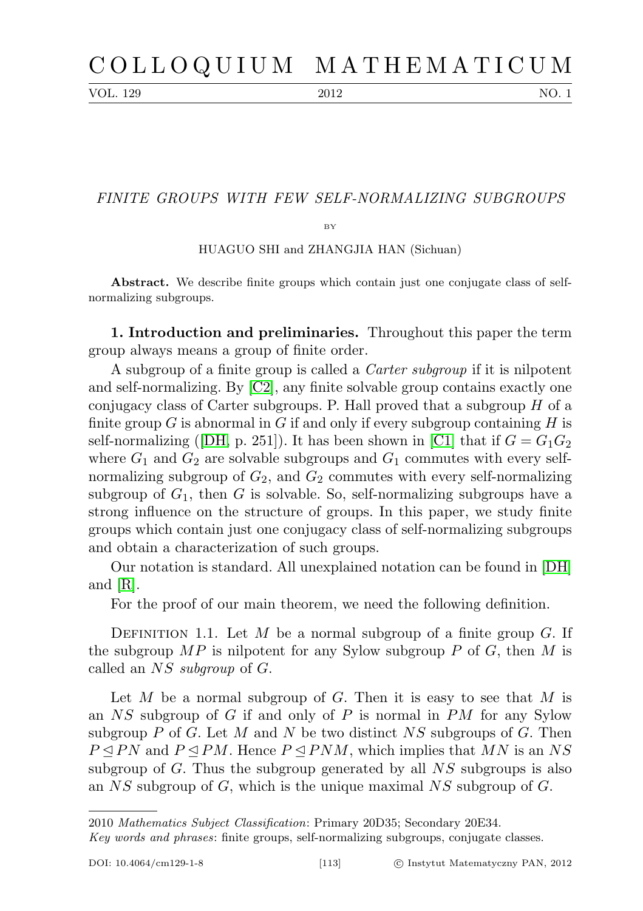# FINITE GROUPS WITH FEW SELF-NORMALIZING SUBGROUPS

BY

HUAGUO SHI and ZHANGJIA HAN (Sichuan)

**Abstract.** We describe finite groups which contain just one conjugate class of self-normalizing subgroups.

**1. Introduction and preliminaries.** Throughout this paper the term group always means a group of finite order.

A subgroup of a finite group is called a *Carter subgroup* if it is nilpotent and self-normalizing. By [C2], any finite solvable group contains exactly one conjugacy class of Carter subgroups. P. Hall proved that a subgroup $H$ of a finite group $G$ is abnormal in $G$ if and only if every subgroup containing $H$ is self-normalizing ([DH, p. 251]). It has been shown in [C1] that if $G = G_1G_2$ where $G_1$ and $G_2$ are solvable subgroups and $G_1$ commutes with every self-normalizing subgroup of $G_2$, and $G_2$ commutes with every self-normalizing subgroup of $G_1$, then $G$ is solvable. So, self-normalizing subgroups have a strong influence on the structure of groups. In this paper, we study finite groups which contain just one conjugacy class of self-normalizing subgroups and obtain a characterization of such groups.

Our notation is standard. All unexplained notation can be found in [DH] and [R].

For the proof of our main theorem, we need the following definition.

DEFINITION 1.1. Let $M$ be a normal subgroup of a finite group $G$. If the subgroup $MP$ is nilpotent for any Sylow subgroup $P$ of $G$, then $M$ is called an *NS subgroup* of $G$.

Let $M$ be a normal subgroup of $G$. Then it is easy to see that $M$ is an $NS$ subgroup of $G$ if and only of $P$ is normal in $PM$ for any Sylow subgroup $P$ of $G$. Let $M$ and $N$ be two distinct $NS$ subgroups of $G$. Then $P \trianglelefteq PN$ and $P \trianglelefteq PM$. Hence $P \trianglelefteq PNM$, which implies that $MN$ is an $NS$ subgroup of $G$. Thus the subgroup generated by all $NS$ subgroups is also an $NS$ subgroup of $G$, which is the unique maximal $NS$ subgroup of $G$.

2010 *Mathematics Subject Classification*: Primary 20D35; Secondary 20E34.

*Key words and phrases*: finite groups, self-normalizing subgroups, conjugate classes.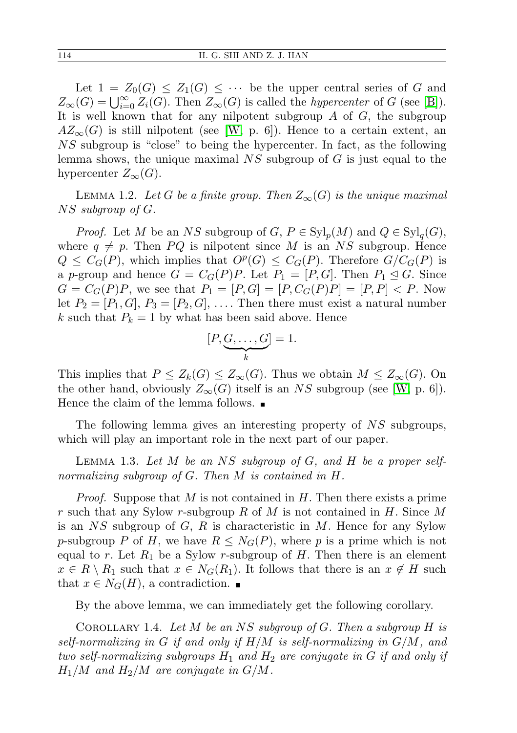Let $1 = Z_0(G) \leq Z_1(G) \leq \cdots$ be the upper central series of $G$ and $Z_\infty(G) = \bigcup_{i=0}^{\infty} Z_i(G)$. Then $Z_\infty(G)$ is called the *hypercenter* of $G$ (see [B]). It is well known that for any nilpotent subgroup $A$ of $G$, the subgroup $AZ_\infty(G)$ is still nilpotent (see [W, p. 6]). Hence to a certain extent, an $NS$ subgroup is "close" to being the hypercenter. In fact, as the following lemma shows, the unique maximal $NS$ subgroup of $G$ is just equal to the hypercenter $Z_\infty(G)$.

Lemma 1.2. *Let $G$ be a finite group. Then $Z_\infty(G)$ is the unique maximal $NS$ subgroup of $G$.*

*Proof.* Let $M$ be an $NS$ subgroup of $G$, $P \in \mathrm{Syl}_p(M)$ and $Q \in \mathrm{Syl}_q(G)$, where $q \neq p$. Then $PQ$ is nilpotent since $M$ is an $NS$ subgroup. Hence $Q \leq C_G(P)$, which implies that $O^p(G) \leq C_G(P)$. Therefore $G/C_G(P)$ is a $p$-group and hence $G = C_G(P)P$. Let $P_1 = [P, G]$. Then $P_1 \trianglelefteq G$. Since $G = C_G(P)P$, we see that $P_1 = [P, G] = [P, C_G(P)P] = [P, P] < P$. Now let $P_2 = [P_1, G]$, $P_3 = [P_2, G]$, $\ldots$. Then there must exist a natural number $k$ such that $P_k = 1$ by what has been said above. Hence

$$[P, \underbrace{G, \ldots, G}_{k}] = 1.$$

This implies that $P \leq Z_k(G) \leq Z_\infty(G)$. Thus we obtain $M \leq Z_\infty(G)$. On the other hand, obviously $Z_\infty(G)$ itself is an $NS$ subgroup (see [W, p. 6]). Hence the claim of the lemma follows. ∎

The following lemma gives an interesting property of $NS$ subgroups, which will play an important role in the next part of our paper.

Lemma 1.3. *Let $M$ be an $NS$ subgroup of $G$, and $H$ be a proper self-normalizing subgroup of $G$. Then $M$ is contained in $H$.*

*Proof.* Suppose that $M$ is not contained in $H$. Then there exists a prime $r$ such that any Sylow $r$-subgroup $R$ of $M$ is not contained in $H$. Since $M$ is an $NS$ subgroup of $G$, $R$ is characteristic in $M$. Hence for any Sylow $p$-subgroup $P$ of $H$, we have $R \leq N_G(P)$, where $p$ is a prime which is not equal to $r$. Let $R_1$ be a Sylow $r$-subgroup of $H$. Then there is an element $x \in R \setminus R_1$ such that $x \in N_G(R_1)$. It follows that there is an $x \notin H$ such that $x \in N_G(H)$, a contradiction. ∎

By the above lemma, we can immediately get the following corollary.

Corollary 1.4. *Let $M$ be an $NS$ subgroup of $G$. Then a subgroup $H$ is self-normalizing in $G$ if and only if $H/M$ is self-normalizing in $G/M$, and two self-normalizing subgroups $H_1$ and $H_2$ are conjugate in $G$ if and only if $H_1/M$ and $H_2/M$ are conjugate in $G/M$.*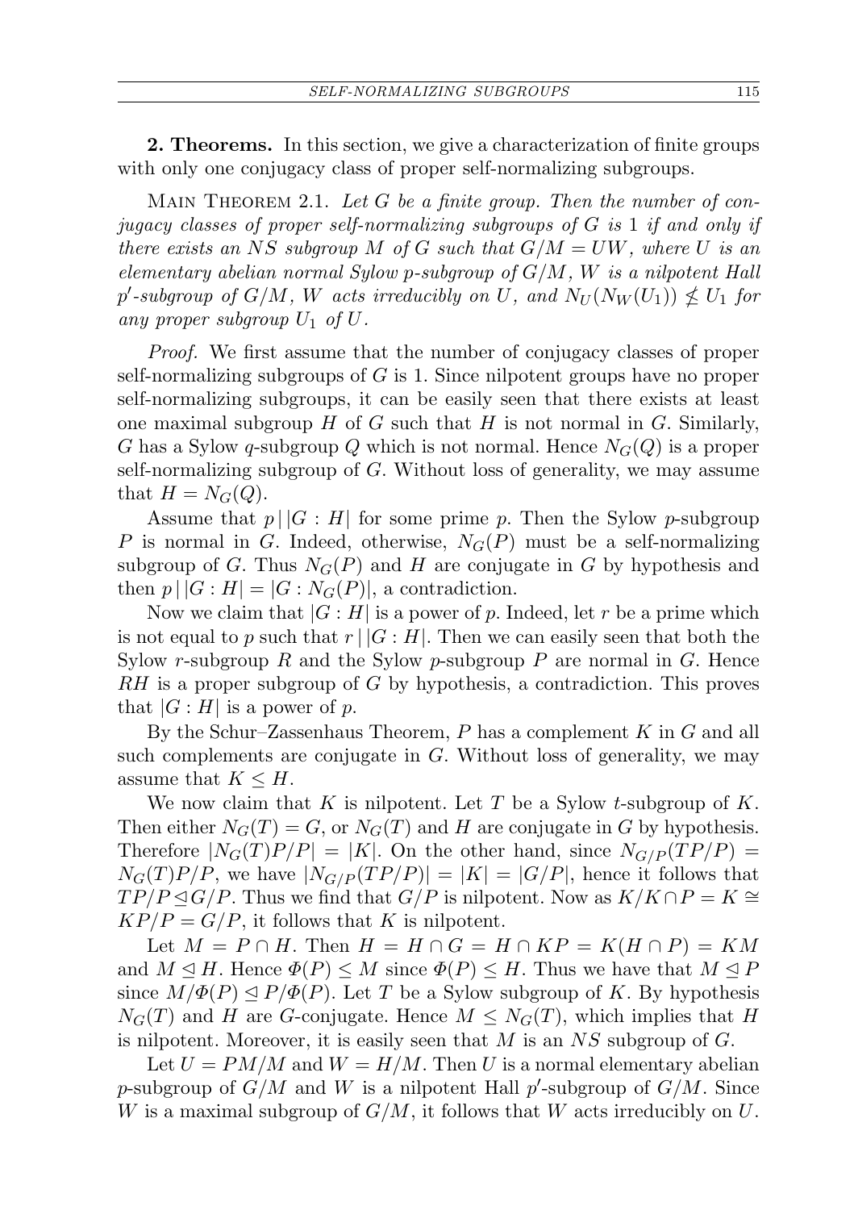**2. Theorems.** In this section, we give a characterization of finite groups with only one conjugacy class of proper self-normalizing subgroups.

Main Theorem 2.1. *Let $G$ be a finite group. Then the number of conjugacy classes of proper self-normalizing subgroups of $G$ is 1 if and only if there exists an $NS$ subgroup $M$ of $G$ such that $G/M = UW$, where $U$ is an elementary abelian normal Sylow $p$-subgroup of $G/M$, $W$ is a nilpotent Hall $p'$-subgroup of $G/M$, $W$ acts irreducibly on $U$, and $N_U(N_W(U_1)) \nleq U_1$ for any proper subgroup $U_1$ of $U$.*

*Proof.* We first assume that the number of conjugacy classes of proper self-normalizing subgroups of $G$ is 1. Since nilpotent groups have no proper self-normalizing subgroups, it can be easily seen that there exists at least one maximal subgroup $H$ of $G$ such that $H$ is not normal in $G$. Similarly, $G$ has a Sylow $q$-subgroup $Q$ which is not normal. Hence $N_G(Q)$ is a proper self-normalizing subgroup of $G$. Without loss of generality, we may assume that $H = N_G(Q)$.

Assume that $p \mid |G : H|$ for some prime $p$. Then the Sylow $p$-subgroup $P$ is normal in $G$. Indeed, otherwise, $N_G(P)$ must be a self-normalizing subgroup of $G$. Thus $N_G(P)$ and $H$ are conjugate in $G$ by hypothesis and then $p \mid |G : H| = |G : N_G(P)|$, a contradiction.

Now we claim that $|G : H|$ is a power of $p$. Indeed, let $r$ be a prime which is not equal to $p$ such that $r \mid |G : H|$. Then we can easily seen that both the Sylow $r$-subgroup $R$ and the Sylow $p$-subgroup $P$ are normal in $G$. Hence $RH$ is a proper subgroup of $G$ by hypothesis, a contradiction. This proves that $|G : H|$ is a power of $p$.

By the Schur–Zassenhaus Theorem, $P$ has a complement $K$ in $G$ and all such complements are conjugate in $G$. Without loss of generality, we may assume that $K \leq H$.

We now claim that $K$ is nilpotent. Let $T$ be a Sylow $t$-subgroup of $K$. Then either $N_G(T) = G$, or $N_G(T)$ and $H$ are conjugate in $G$ by hypothesis. Therefore $|N_G(T)P/P| = |K|$. On the other hand, since $N_{G/P}(TP/P) = N_G(T)P/P$, we have $|N_{G/P}(TP/P)| = |K| = |G/P|$, hence it follows that $TP/P \trianglelefteq G/P$. Thus we find that $G/P$ is nilpotent. Now as $K/K \cap P = K \cong KP/P = G/P$, it follows that $K$ is nilpotent.

Let $M = P \cap H$. Then $H = H \cap G = H \cap KP = K(H \cap P) = KM$ and $M \trianglelefteq H$. Hence $\Phi(P) \leq M$ since $\Phi(P) \leq H$. Thus we have that $M \trianglelefteq P$ since $M/\Phi(P) \trianglelefteq P/\Phi(P)$. Let $T$ be a Sylow subgroup of $K$. By hypothesis $N_G(T)$ and $H$ are $G$-conjugate. Hence $M \leq N_G(T)$, which implies that $H$ is nilpotent. Moreover, it is easily seen that $M$ is an $NS$ subgroup of $G$.

Let $U = PM/M$ and $W = H/M$. Then $U$ is a normal elementary abelian $p$-subgroup of $G/M$ and $W$ is a nilpotent Hall $p'$-subgroup of $G/M$. Since $W$ is a maximal subgroup of $G/M$, it follows that $W$ acts irreducibly on $U$.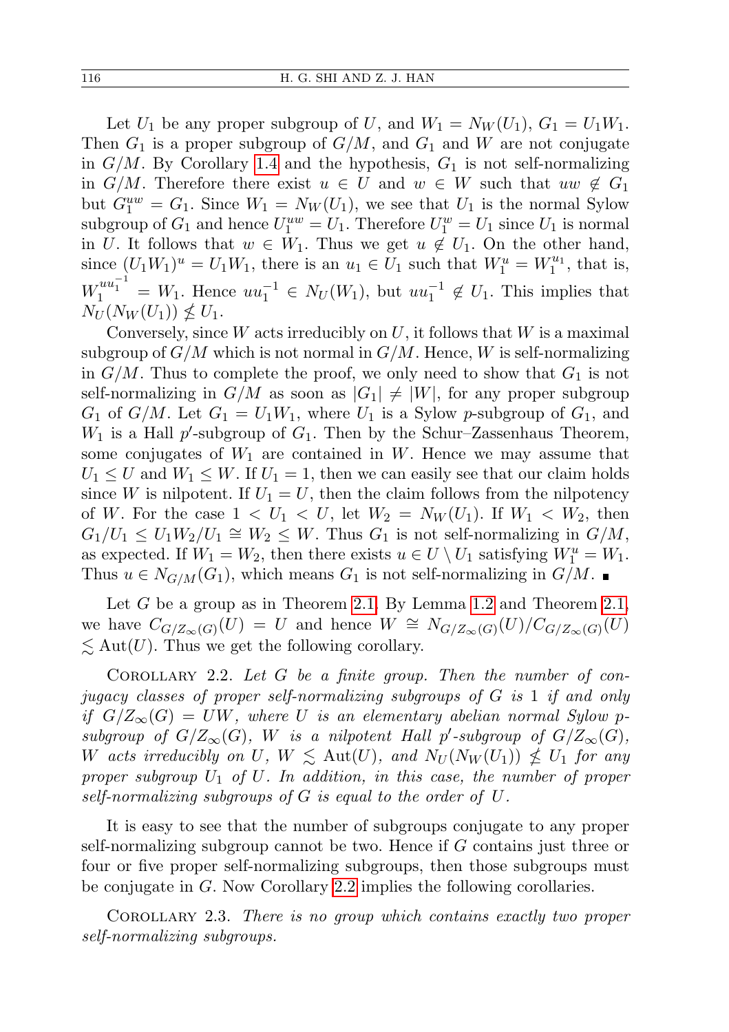Let $U_1$ be any proper subgroup of $U$, and $W_1 = N_W(U_1)$, $G_1 = U_1W_1$. Then $G_1$ is a proper subgroup of $G/M$, and $G_1$ and $W$ are not conjugate in $G/M$. By Corollary 1.4 and the hypothesis, $G_1$ is not self-normalizing in $G/M$. Therefore there exist $u \in U$ and $w \in W$ such that $uw \notin G_1$ but $G_1^{uw} = G_1$. Since $W_1 = N_W(U_1)$, we see that $U_1$ is the normal Sylow subgroup of $G_1$ and hence $U_1^{uw} = U_1$. Therefore $U_1^w = U_1$ since $U_1$ is normal in $U$. It follows that $w \in W_1$. Thus we get $u \notin U_1$. On the other hand, since $(U_1W_1)^u = U_1W_1$, there is an $u_1 \in U_1$ such that $W_1^u = W_1^{u_1}$, that is, $W_1^{uu_1^{-1}} = W_1$. Hence $uu_1^{-1} \in N_U(W_1)$, but $uu_1^{-1} \notin U_1$. This implies that $N_U(N_W(U_1)) \nleq U_1$.

Conversely, since $W$ acts irreducibly on $U$, it follows that $W$ is a maximal subgroup of $G/M$ which is not normal in $G/M$. Hence, $W$ is self-normalizing in $G/M$. Thus to complete the proof, we only need to show that $G_1$ is not self-normalizing in $G/M$ as soon as $|G_1| \neq |W|$, for any proper subgroup $G_1$ of $G/M$. Let $G_1 = U_1W_1$, where $U_1$ is a Sylow $p$-subgroup of $G_1$, and $W_1$ is a Hall $p'$-subgroup of $G_1$. Then by the Schur–Zassenhaus Theorem, some conjugates of $W_1$ are contained in $W$. Hence we may assume that $U_1 \leq U$ and $W_1 \leq W$. If $U_1 = 1$, then we can easily see that our claim holds since $W$ is nilpotent. If $U_1 = U$, then the claim follows from the nilpotency of $W$. For the case $1 < U_1 < U$, let $W_2 = N_W(U_1)$. If $W_1 < W_2$, then $G_1/U_1 \leq U_1W_2/U_1 \cong W_2 \leq W$. Thus $G_1$ is not self-normalizing in $G/M$, as expected. If $W_1 = W_2$, then there exists $u \in U \setminus U_1$ satisfying $W_1^u = W_1$. Thus $u \in N_{G/M}(G_1)$, which means $G_1$ is not self-normalizing in $G/M$. ∎

Let $G$ be a group as in Theorem 2.1. By Lemma 1.2 and Theorem 2.1, we have $C_{G/Z_\infty(G)}(U) = U$ and hence $W \cong N_{G/Z_\infty(G)}(U)/C_{G/Z_\infty(G)}(U) \lesssim \mathrm{Aut}(U)$. Thus we get the following corollary.

Corollary 2.2. *Let $G$ be a finite group. Then the number of conjugacy classes of proper self-normalizing subgroups of $G$ is 1 if and only if $G/Z_\infty(G) = UW$, where $U$ is an elementary abelian normal Sylow $p$-subgroup of $G/Z_\infty(G)$, $W$ is a nilpotent Hall $p'$-subgroup of $G/Z_\infty(G)$, $W$ acts irreducibly on $U$, $W \lesssim \mathrm{Aut}(U)$, and $N_U(N_W(U_1)) \nleq U_1$ for any proper subgroup $U_1$ of $U$. In addition, in this case, the number of proper self-normalizing subgroups of $G$ is equal to the order of $U$.*

It is easy to see that the number of subgroups conjugate to any proper self-normalizing subgroup cannot be two. Hence if $G$ contains just three or four or five proper self-normalizing subgroups, then those subgroups must be conjugate in $G$. Now Corollary 2.2 implies the following corollaries.

Corollary 2.3. *There is no group which contains exactly two proper self-normalizing subgroups.*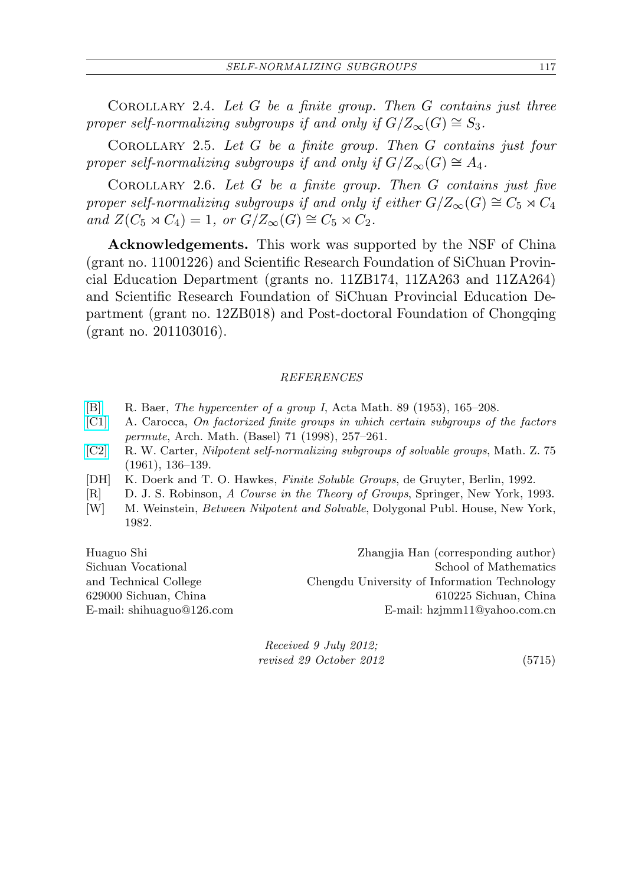Corollary 2.4. *Let $G$ be a finite group. Then $G$ contains just three proper self-normalizing subgroups if and only if $G/Z_\infty(G) \cong S_3$.*

Corollary 2.5. *Let $G$ be a finite group. Then $G$ contains just four proper self-normalizing subgroups if and only if $G/Z_\infty(G) \cong A_4$.*

Corollary 2.6. *Let $G$ be a finite group. Then $G$ contains just five proper self-normalizing subgroups if and only if either $G/Z_\infty(G) \cong C_5 \rtimes C_4$ and $Z(C_5 \rtimes C_4) = 1$, or $G/Z_\infty(G) \cong C_5 \rtimes C_2$.*

**Acknowledgements.** This work was supported by the NSF of China (grant no. 11001226) and Scientific Research Foundation of SiChuan Provincial Education Department (grants no. 11ZB174, 11ZA263 and 11ZA264) and Scientific Research Foundation of SiChuan Provincial Education Department (grant no. 12ZB018) and Post-doctoral Foundation of Chongqing (grant no. 201103016).

## REFERENCES

- [B] R. Baer, *The hypercenter of a group I*, Acta Math. 89 (1953), 165–208.
- [C1] A. Carocca, *On factorized finite groups in which certain subgroups of the factors permute*, Arch. Math. (Basel) 71 (1998), 257–261.
- [C2] R. W. Carter, *Nilpotent self-normalizing subgroups of solvable groups*, Math. Z. 75 (1961), 136–139.
- [DH] K. Doerk and T. O. Hawkes, *Finite Soluble Groups*, de Gruyter, Berlin, 1992.
- [R] D. J. S. Robinson, *A Course in the Theory of Groups*, Springer, New York, 1993.
- [W] M. Weinstein, *Between Nilpotent and Solvable*, Dolygonal Publ. House, New York, 1982.

Huaguo Shi
Sichuan Vocational
and Technical College
629000 Sichuan, China
E-mail: shihuaguo@126.com

Zhangjia Han (corresponding author)
School of Mathematics
Chengdu University of Information Technology
610225 Sichuan, China
E-mail: hzjmm11@yahoo.com.cn

*Received 9 July 2012;*
*revised 29 October 2012* (5715)